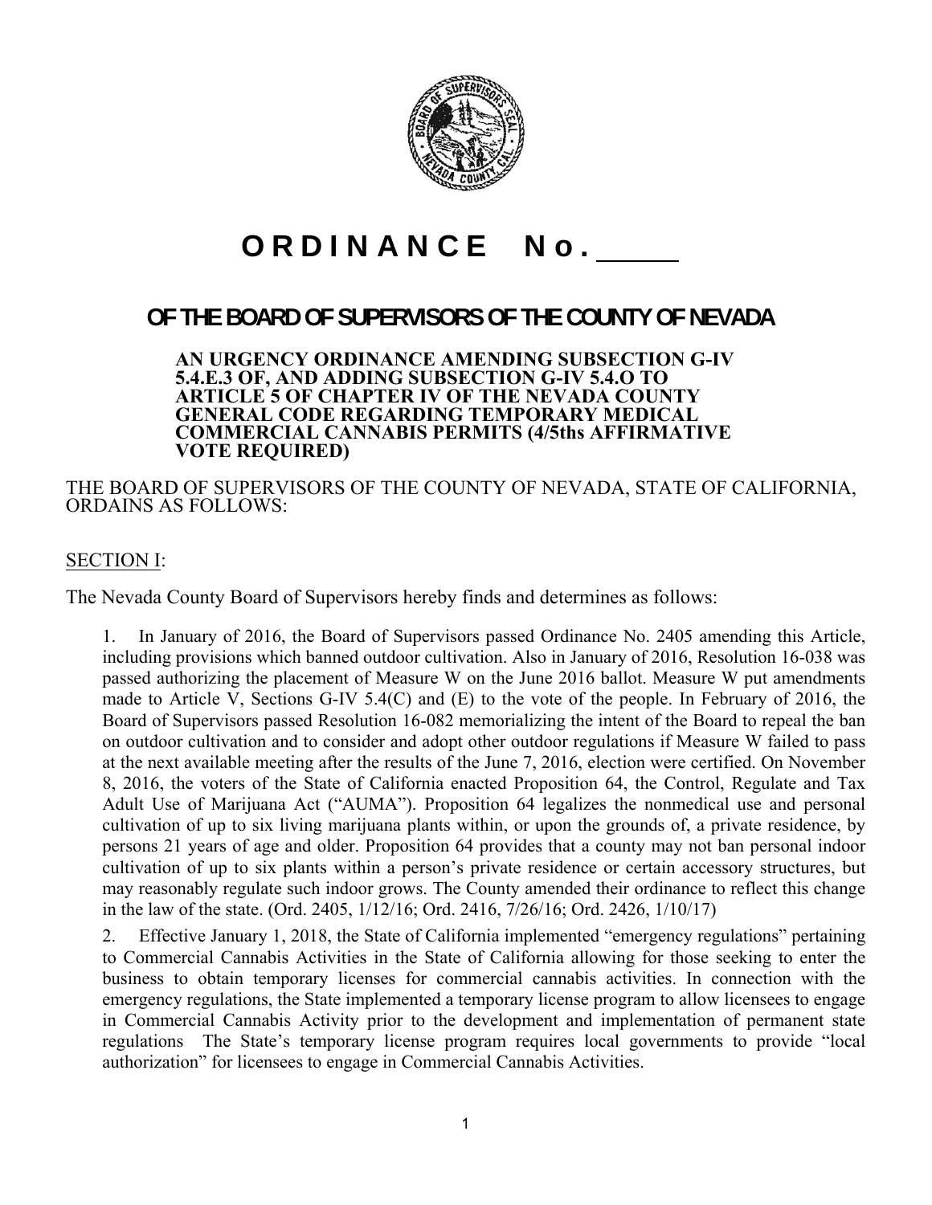# ORDINANCE No. _____

## OF THE BOARD OF SUPERVISORS OF THE COUNTY OF NEVADA

**AN URGENCY ORDINANCE AMENDING SUBSECTION G-IV 5.4.E.3 OF, AND ADDING SUBSECTION G-IV 5.4.O TO ARTICLE 5 OF CHAPTER IV OF THE NEVADA COUNTY GENERAL CODE REGARDING TEMPORARY MEDICAL COMMERCIAL CANNABIS PERMITS (4/5ths AFFIRMATIVE VOTE REQUIRED)**

THE BOARD OF SUPERVISORS OF THE COUNTY OF NEVADA, STATE OF CALIFORNIA, ORDAINS AS FOLLOWS:

SECTION I:

The Nevada County Board of Supervisors hereby finds and determines as follows:

1. In January of 2016, the Board of Supervisors passed Ordinance No. 2405 amending this Article, including provisions which banned outdoor cultivation. Also in January of 2016, Resolution 16-038 was passed authorizing the placement of Measure W on the June 2016 ballot. Measure W put amendments made to Article V, Sections G-IV 5.4(C) and (E) to the vote of the people. In February of 2016, the Board of Supervisors passed Resolution 16-082 memorializing the intent of the Board to repeal the ban on outdoor cultivation and to consider and adopt other outdoor regulations if Measure W failed to pass at the next available meeting after the results of the June 7, 2016, election were certified. On November 8, 2016, the voters of the State of California enacted Proposition 64, the Control, Regulate and Tax Adult Use of Marijuana Act ("AUMA"). Proposition 64 legalizes the nonmedical use and personal cultivation of up to six living marijuana plants within, or upon the grounds of, a private residence, by persons 21 years of age and older. Proposition 64 provides that a county may not ban personal indoor cultivation of up to six plants within a person's private residence or certain accessory structures, but may reasonably regulate such indoor grows. The County amended their ordinance to reflect this change in the law of the state. (Ord. 2405, 1/12/16; Ord. 2416, 7/26/16; Ord. 2426, 1/10/17)

2. Effective January 1, 2018, the State of California implemented "emergency regulations" pertaining to Commercial Cannabis Activities in the State of California allowing for those seeking to enter the business to obtain temporary licenses for commercial cannabis activities. In connection with the emergency regulations, the State implemented a temporary license program to allow licensees to engage in Commercial Cannabis Activity prior to the development and implementation of permanent state regulations The State's temporary license program requires local governments to provide "local authorization" for licensees to engage in Commercial Cannabis Activities.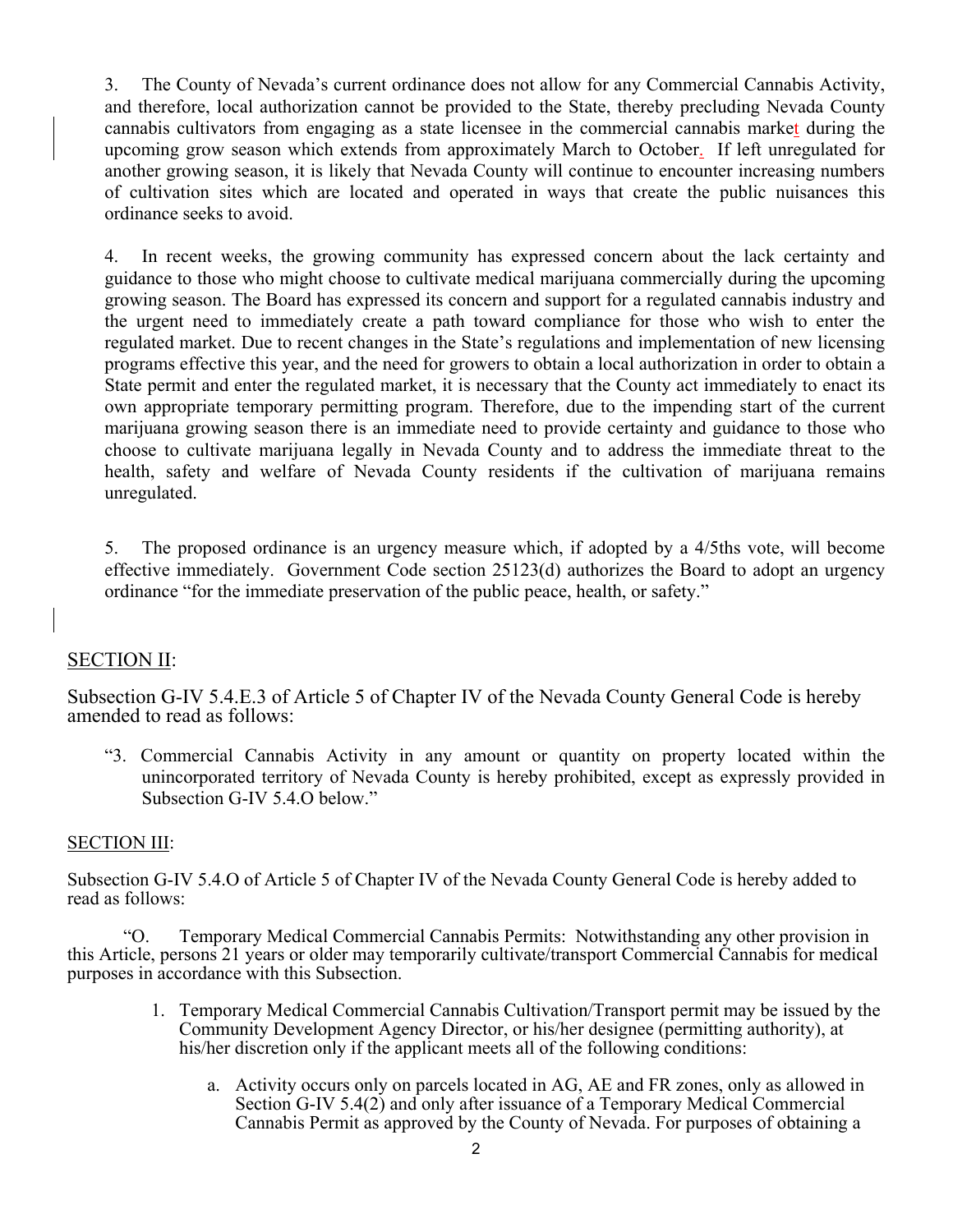3. The County of Nevada's current ordinance does not allow for any Commercial Cannabis Activity, and therefore, local authorization cannot be provided to the State, thereby precluding Nevada County cannabis cultivators from engaging as a state licensee in the commercial cannabis market during the upcoming grow season which extends from approximately March to October. If left unregulated for another growing season, it is likely that Nevada County will continue to encounter increasing numbers of cultivation sites which are located and operated in ways that create the public nuisances this ordinance seeks to avoid.

4. In recent weeks, the growing community has expressed concern about the lack certainty and guidance to those who might choose to cultivate medical marijuana commercially during the upcoming growing season. The Board has expressed its concern and support for a regulated cannabis industry and the urgent need to immediately create a path toward compliance for those who wish to enter the regulated market. Due to recent changes in the State's regulations and implementation of new licensing programs effective this year, and the need for growers to obtain a local authorization in order to obtain a State permit and enter the regulated market, it is necessary that the County act immediately to enact its own appropriate temporary permitting program. Therefore, due to the impending start of the current marijuana growing season there is an immediate need to provide certainty and guidance to those who choose to cultivate marijuana legally in Nevada County and to address the immediate threat to the health, safety and welfare of Nevada County residents if the cultivation of marijuana remains unregulated.

5. The proposed ordinance is an urgency measure which, if adopted by a 4/5ths vote, will become effective immediately. Government Code section 25123(d) authorizes the Board to adopt an urgency ordinance "for the immediate preservation of the public peace, health, or safety."

## SECTION II:

Subsection G-IV 5.4.E.3 of Article 5 of Chapter IV of the Nevada County General Code is hereby amended to read as follows:

> "3. Commercial Cannabis Activity in any amount or quantity on property located within the unincorporated territory of Nevada County is hereby prohibited, except as expressly provided in Subsection G-IV 5.4.O below."

## SECTION III:

Subsection G-IV 5.4.O of Article 5 of Chapter IV of the Nevada County General Code is hereby added to read as follows:

"O. Temporary Medical Commercial Cannabis Permits: Notwithstanding any other provision in this Article, persons 21 years or older may temporarily cultivate/transport Commercial Cannabis for medical purposes in accordance with this Subsection.

1. Temporary Medical Commercial Cannabis Cultivation/Transport permit may be issued by the Community Development Agency Director, or his/her designee (permitting authority), at his/her discretion only if the applicant meets all of the following conditions:

    a. Activity occurs only on parcels located in AG, AE and FR zones, only as allowed in Section G-IV 5.4(2) and only after issuance of a Temporary Medical Commercial Cannabis Permit as approved by the County of Nevada. For purposes of obtaining a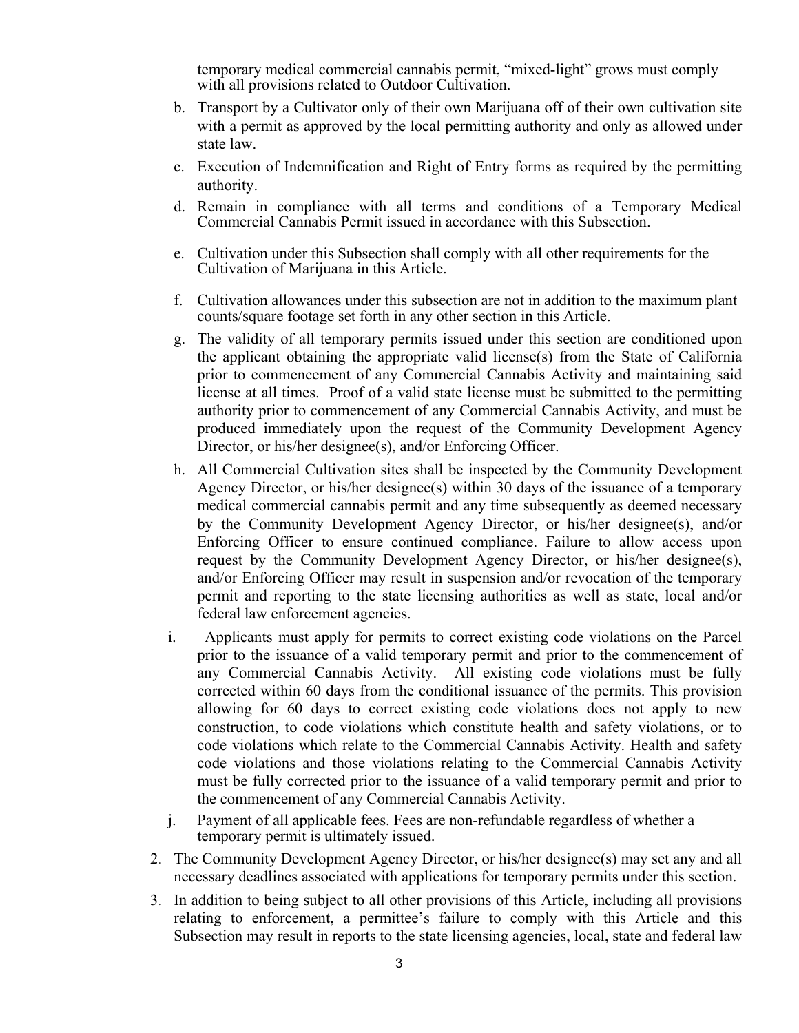temporary medical commercial cannabis permit, “mixed-light” grows must comply with all provisions related to Outdoor Cultivation.

b. Transport by a Cultivator only of their own Marijuana off of their own cultivation site with a permit as approved by the local permitting authority and only as allowed under state law.

c. Execution of Indemnification and Right of Entry forms as required by the permitting authority.

d. Remain in compliance with all terms and conditions of a Temporary Medical Commercial Cannabis Permit issued in accordance with this Subsection.

e. Cultivation under this Subsection shall comply with all other requirements for the Cultivation of Marijuana in this Article.

f. Cultivation allowances under this subsection are not in addition to the maximum plant counts/square footage set forth in any other section in this Article.

g. The validity of all temporary permits issued under this section are conditioned upon the applicant obtaining the appropriate valid license(s) from the State of California prior to commencement of any Commercial Cannabis Activity and maintaining said license at all times. Proof of a valid state license must be submitted to the permitting authority prior to commencement of any Commercial Cannabis Activity, and must be produced immediately upon the request of the Community Development Agency Director, or his/her designee(s), and/or Enforcing Officer.

h. All Commercial Cultivation sites shall be inspected by the Community Development Agency Director, or his/her designee(s) within 30 days of the issuance of a temporary medical commercial cannabis permit and any time subsequently as deemed necessary by the Community Development Agency Director, or his/her designee(s), and/or Enforcing Officer to ensure continued compliance. Failure to allow access upon request by the Community Development Agency Director, or his/her designee(s), and/or Enforcing Officer may result in suspension and/or revocation of the temporary permit and reporting to the state licensing authorities as well as state, local and/or federal law enforcement agencies.

i. Applicants must apply for permits to correct existing code violations on the Parcel prior to the issuance of a valid temporary permit and prior to the commencement of any Commercial Cannabis Activity. All existing code violations must be fully corrected within 60 days from the conditional issuance of the permits. This provision allowing for 60 days to correct existing code violations does not apply to new construction, to code violations which constitute health and safety violations, or to code violations which relate to the Commercial Cannabis Activity. Health and safety code violations and those violations relating to the Commercial Cannabis Activity must be fully corrected prior to the issuance of a valid temporary permit and prior to the commencement of any Commercial Cannabis Activity.

j. Payment of all applicable fees. Fees are non-refundable regardless of whether a temporary permit is ultimately issued.

2. The Community Development Agency Director, or his/her designee(s) may set any and all necessary deadlines associated with applications for temporary permits under this section.

3. In addition to being subject to all other provisions of this Article, including all provisions relating to enforcement, a permittee’s failure to comply with this Article and this Subsection may result in reports to the state licensing agencies, local, state and federal law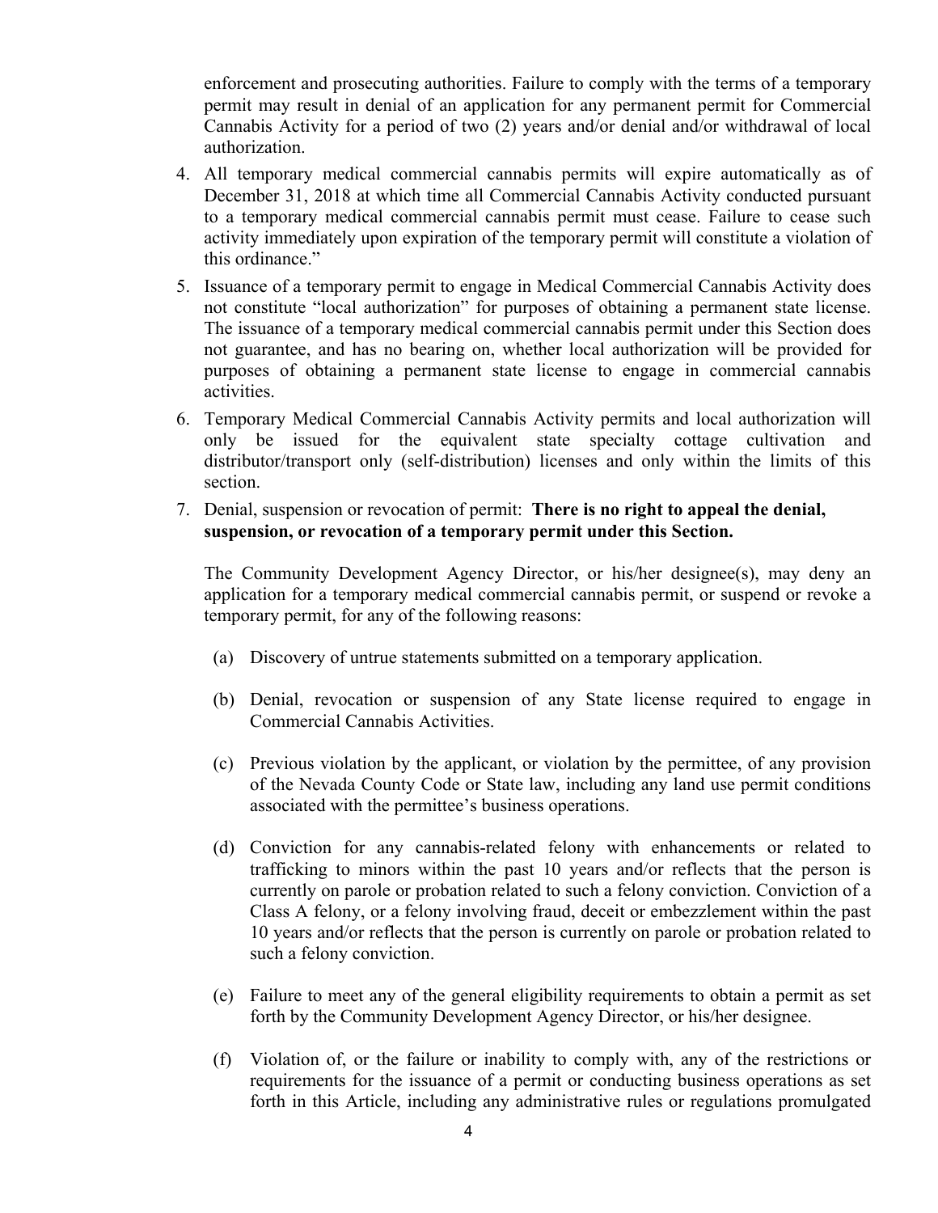enforcement and prosecuting authorities. Failure to comply with the terms of a temporary permit may result in denial of an application for any permanent permit for Commercial Cannabis Activity for a period of two (2) years and/or denial and/or withdrawal of local authorization.

4. All temporary medical commercial cannabis permits will expire automatically as of December 31, 2018 at which time all Commercial Cannabis Activity conducted pursuant to a temporary medical commercial cannabis permit must cease. Failure to cease such activity immediately upon expiration of the temporary permit will constitute a violation of this ordinance."

5. Issuance of a temporary permit to engage in Medical Commercial Cannabis Activity does not constitute "local authorization" for purposes of obtaining a permanent state license. The issuance of a temporary medical commercial cannabis permit under this Section does not guarantee, and has no bearing on, whether local authorization will be provided for purposes of obtaining a permanent state license to engage in commercial cannabis activities.

6. Temporary Medical Commercial Cannabis Activity permits and local authorization will only be issued for the equivalent state specialty cottage cultivation and distributor/transport only (self-distribution) licenses and only within the limits of this section.

7. Denial, suspension or revocation of permit: **There is no right to appeal the denial, suspension, or revocation of a temporary permit under this Section.**

   The Community Development Agency Director, or his/her designee(s), may deny an application for a temporary medical commercial cannabis permit, or suspend or revoke a temporary permit, for any of the following reasons:

   (a) Discovery of untrue statements submitted on a temporary application.

   (b) Denial, revocation or suspension of any State license required to engage in Commercial Cannabis Activities.

   (c) Previous violation by the applicant, or violation by the permittee, of any provision of the Nevada County Code or State law, including any land use permit conditions associated with the permittee's business operations.

   (d) Conviction for any cannabis-related felony with enhancements or related to trafficking to minors within the past 10 years and/or reflects that the person is currently on parole or probation related to such a felony conviction. Conviction of a Class A felony, or a felony involving fraud, deceit or embezzlement within the past 10 years and/or reflects that the person is currently on parole or probation related to such a felony conviction.

   (e) Failure to meet any of the general eligibility requirements to obtain a permit as set forth by the Community Development Agency Director, or his/her designee.

   (f) Violation of, or the failure or inability to comply with, any of the restrictions or requirements for the issuance of a permit or conducting business operations as set forth in this Article, including any administrative rules or regulations promulgated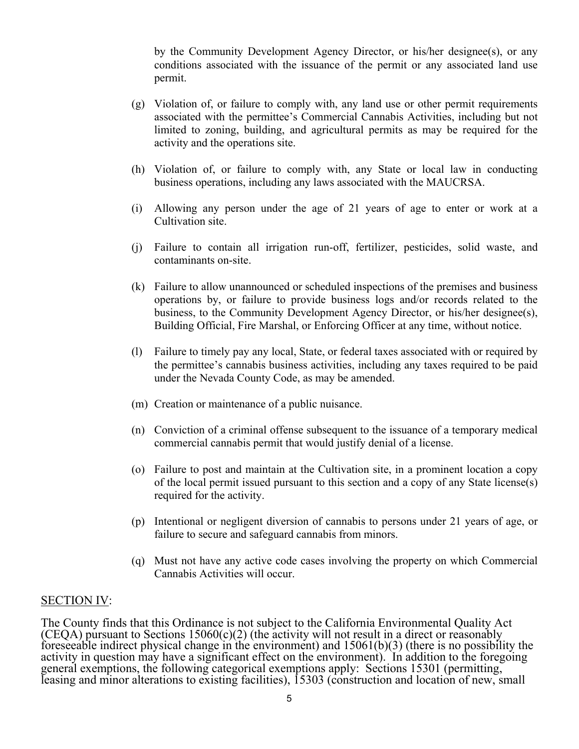by the Community Development Agency Director, or his/her designee(s), or any conditions associated with the issuance of the permit or any associated land use permit.

(g) Violation of, or failure to comply with, any land use or other permit requirements associated with the permittee's Commercial Cannabis Activities, including but not limited to zoning, building, and agricultural permits as may be required for the activity and the operations site.

(h) Violation of, or failure to comply with, any State or local law in conducting business operations, including any laws associated with the MAUCRSA.

(i) Allowing any person under the age of 21 years of age to enter or work at a Cultivation site.

(j) Failure to contain all irrigation run-off, fertilizer, pesticides, solid waste, and contaminants on-site.

(k) Failure to allow unannounced or scheduled inspections of the premises and business operations by, or failure to provide business logs and/or records related to the business, to the Community Development Agency Director, or his/her designee(s), Building Official, Fire Marshal, or Enforcing Officer at any time, without notice.

(l) Failure to timely pay any local, State, or federal taxes associated with or required by the permittee's cannabis business activities, including any taxes required to be paid under the Nevada County Code, as may be amended.

(m) Creation or maintenance of a public nuisance.

(n) Conviction of a criminal offense subsequent to the issuance of a temporary medical commercial cannabis permit that would justify denial of a license.

(o) Failure to post and maintain at the Cultivation site, in a prominent location a copy of the local permit issued pursuant to this section and a copy of any State license(s) required for the activity.

(p) Intentional or negligent diversion of cannabis to persons under 21 years of age, or failure to secure and safeguard cannabis from minors.

(q) Must not have any active code cases involving the property on which Commercial Cannabis Activities will occur.

<u>SECTION IV</u>:

The County finds that this Ordinance is not subject to the California Environmental Quality Act (CEQA) pursuant to Sections 15060(c)(2) (the activity will not result in a direct or reasonably foreseeable indirect physical change in the environment) and 15061(b)(3) (there is no possibility the activity in question may have a significant effect on the environment). In addition to the foregoing general exemptions, the following categorical exemptions apply: Sections 15301 (permitting, leasing and minor alterations to existing facilities), 15303 (construction and location of new, small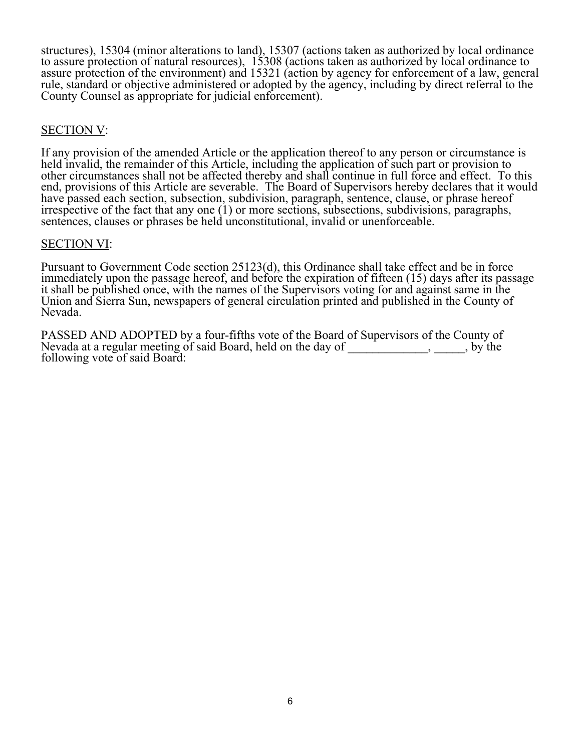structures), 15304 (minor alterations to land), 15307 (actions taken as authorized by local ordinance to assure protection of natural resources), 15308 (actions taken as authorized by local ordinance to assure protection of the environment) and 15321 (action by agency for enforcement of a law, general rule, standard or objective administered or adopted by the agency, including by direct referral to the County Counsel as appropriate for judicial enforcement).

<u>SECTION V</u>:

If any provision of the amended Article or the application thereof to any person or circumstance is held invalid, the remainder of this Article, including the application of such part or provision to other circumstances shall not be affected thereby and shall continue in full force and effect. To this end, provisions of this Article are severable. The Board of Supervisors hereby declares that it would have passed each section, subsection, subdivision, paragraph, sentence, clause, or phrase hereof irrespective of the fact that any one (1) or more sections, subsections, subdivisions, paragraphs, sentences, clauses or phrases be held unconstitutional, invalid or unenforceable.

<u>SECTION VI</u>:

Pursuant to Government Code section 25123(d), this Ordinance shall take effect and be in force immediately upon the passage hereof, and before the expiration of fifteen (15) days after its passage it shall be published once, with the names of the Supervisors voting for and against same in the Union and Sierra Sun, newspapers of general circulation printed and published in the County of Nevada.

PASSED AND ADOPTED by a four-fifths vote of the Board of Supervisors of the County of Nevada at a regular meeting of said Board, held on the day of _____________, _____, by the following vote of said Board: